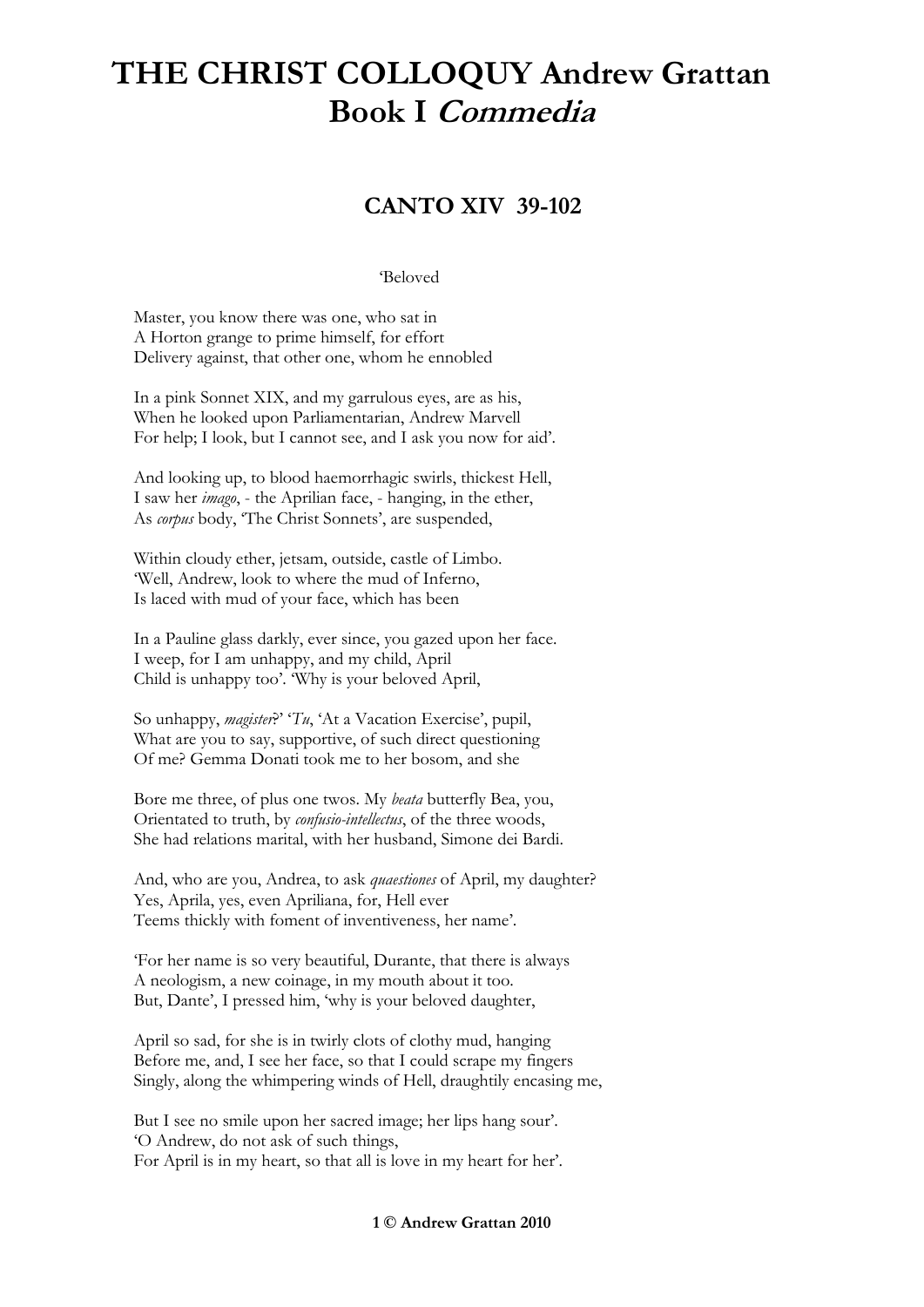# THE CHRIST COLLOQUY Andrew Grattan
# Book I *Commedia*

## CANTO XIV 39-102

'Beloved

Master, you know there was one, who sat in
A Horton grange to prime himself, for effort
Delivery against, that other one, whom he ennobled

In a pink Sonnet XIX, and my garrulous eyes, are as his,
When he looked upon Parliamentarian, Andrew Marvell
For help; I look, but I cannot see, and I ask you now for aid'.

And looking up, to blood haemorrhagic swirls, thickest Hell,
I saw her *imago*, - the Aprilian face, - hanging, in the ether,
As *corpus* body, 'The Christ Sonnets', are suspended,

Within cloudy ether, jetsam, outside, castle of Limbo.
'Well, Andrew, look to where the mud of Inferno,
Is laced with mud of your face, which has been

In a Pauline glass darkly, ever since, you gazed upon her face.
I weep, for I am unhappy, and my child, April
Child is unhappy too'. 'Why is your beloved April,

So unhappy, *magister*?' '*Tu*, 'At a Vacation Exercise', pupil,
What are you to say, supportive, of such direct questioning
Of me? Gemma Donati took me to her bosom, and she

Bore me three, of plus one twos. My *beata* butterfly Bea, you,
Orientated to truth, by *confusio-intellectus*, of the three woods,
She had relations marital, with her husband, Simone dei Bardi.

And, who are you, Andrea, to ask *quaestiones* of April, my daughter?
Yes, Aprila, yes, even Apriliana, for, Hell ever
Teems thickly with foment of inventiveness, her name'.

'For her name is so very beautiful, Durante, that there is always
A neologism, a new coinage, in my mouth about it too.
But, Dante', I pressed him, 'why is your beloved daughter,

April so sad, for she is in twirly clots of clothy mud, hanging
Before me, and, I see her face, so that I could scrape my fingers
Singly, along the whimpering winds of Hell, draughtily encasing me,

But I see no smile upon her sacred image; her lips hang sour'.
'O Andrew, do not ask of such things,
For April is in my heart, so that all is love in my heart for her'.

**© Andrew Grattan 2010**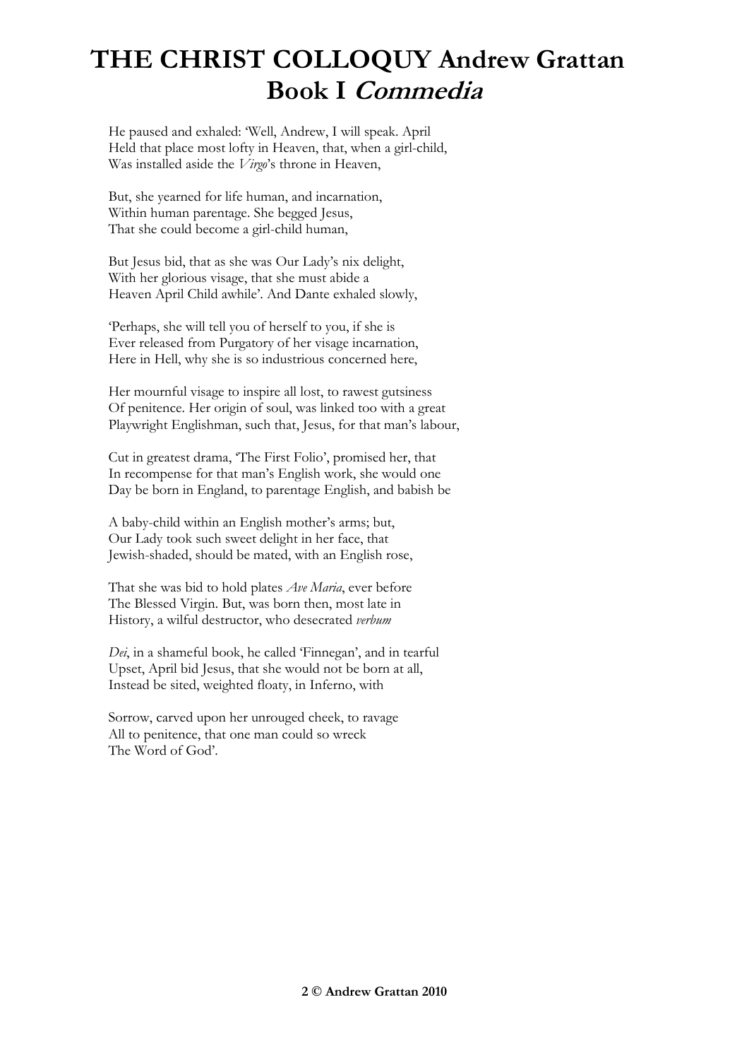# THE CHRIST COLLOQUY Andrew Grattan Book I *Commedia*

He paused and exhaled: 'Well, Andrew, I will speak. April
Held that place most lofty in Heaven, that, when a girl-child,
Was installed aside the *Virgo*'s throne in Heaven,

But, she yearned for life human, and incarnation,
Within human parentage. She begged Jesus,
That she could become a girl-child human,

But Jesus bid, that as she was Our Lady's nix delight,
With her glorious visage, that she must abide a
Heaven April Child awhile'. And Dante exhaled slowly,

'Perhaps, she will tell you of herself to you, if she is
Ever released from Purgatory of her visage incarnation,
Here in Hell, why she is so industrious concerned here,

Her mournful visage to inspire all lost, to rawest gutsiness
Of penitence. Her origin of soul, was linked too with a great
Playwright Englishman, such that, Jesus, for that man's labour,

Cut in greatest drama, 'The First Folio', promised her, that
In recompense for that man's English work, she would one
Day be born in England, to parentage English, and babish be

A baby-child within an English mother's arms; but,
Our Lady took such sweet delight in her face, that
Jewish-shaded, should be mated, with an English rose,

That she was bid to hold plates *Ave Maria*, ever before
The Blessed Virgin. But, was born then, most late in
History, a wilful destructor, who desecrated *verbum*

*Dei*, in a shameful book, he called 'Finnegan', and in tearful
Upset, April bid Jesus, that she would not be born at all,
Instead be sited, weighted floaty, in Inferno, with

Sorrow, carved upon her unrouged cheek, to ravage
All to penitence, that one man could so wreck
The Word of God'.

**2 © Andrew Grattan 2010**